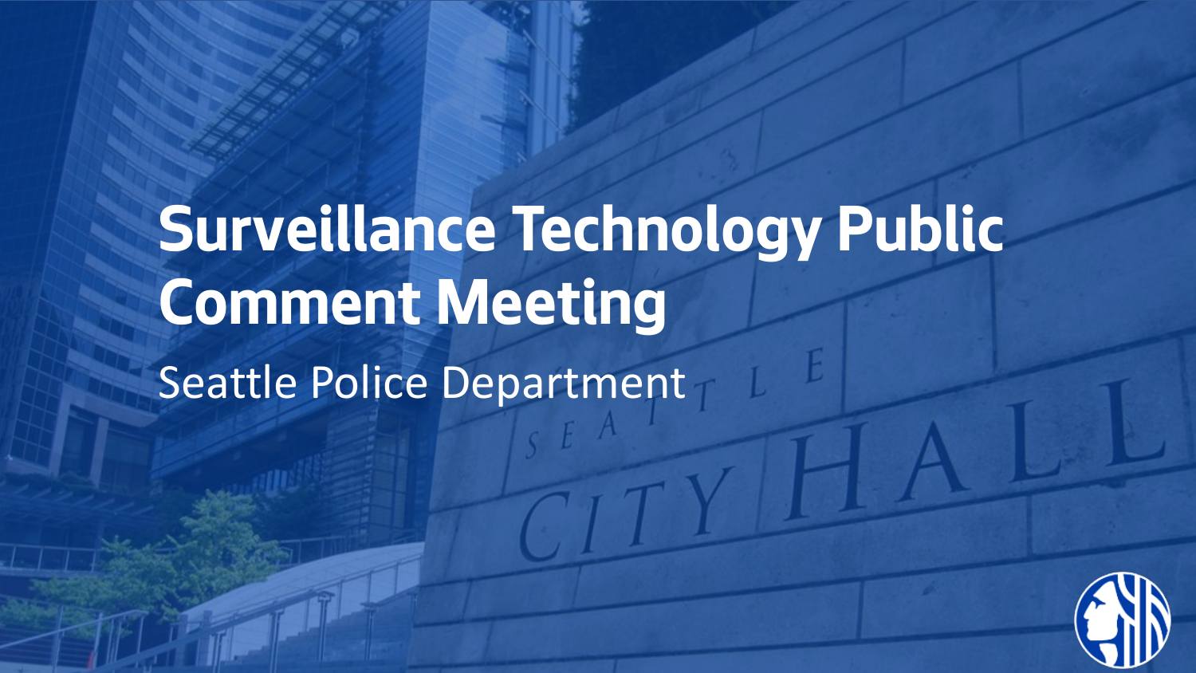# Surveillance Technology Public Comment Meeting

Seattle Police Department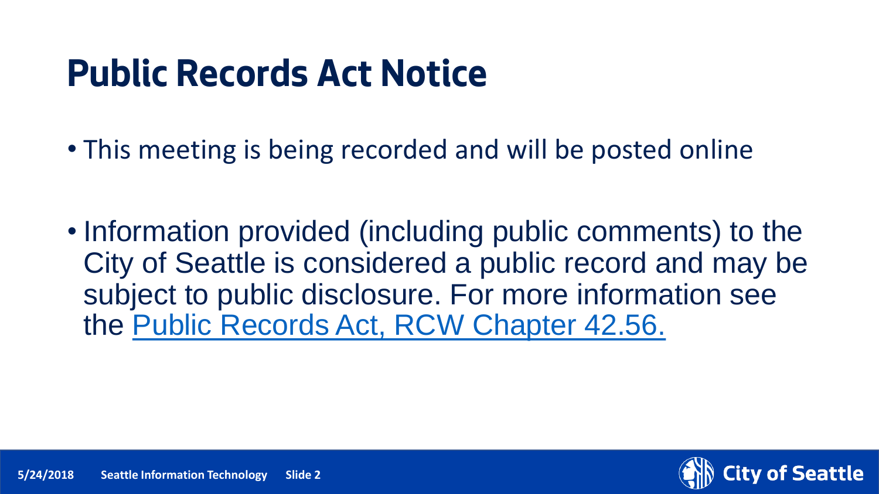# Public Records Act Notice

- This meeting is being recorded and will be posted online
- Information provided (including public comments) to the City of Seattle is considered a public record and may be subject to public disclosure. For more information see the Public Records Act, RCW Chapter 42.56.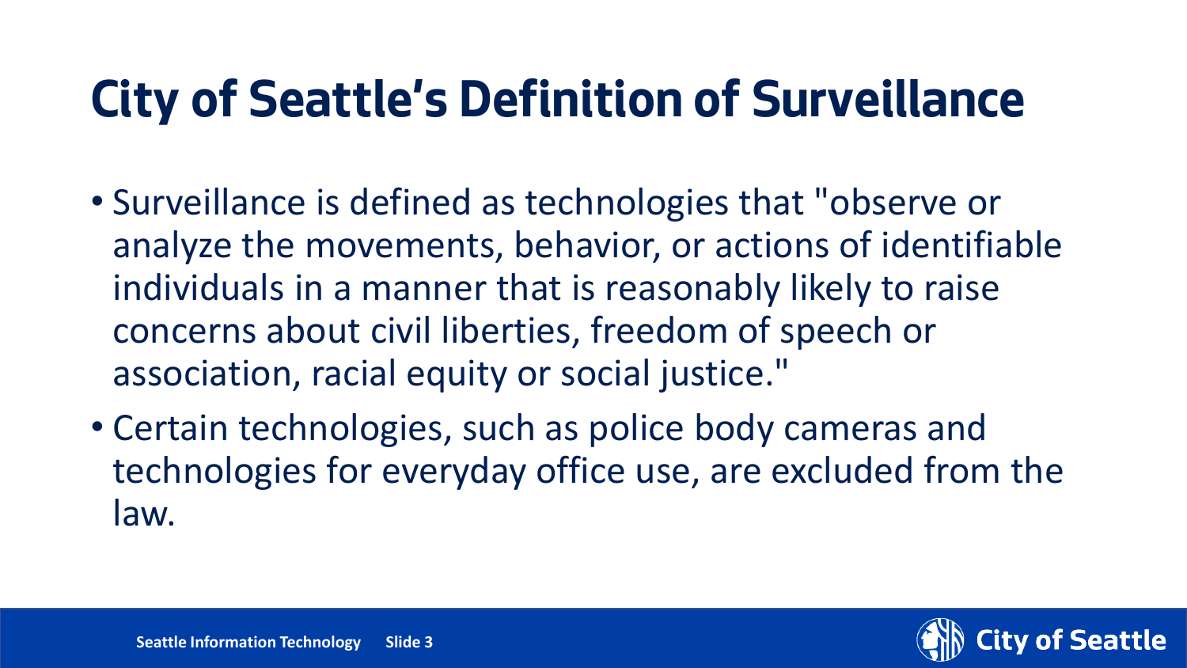# City of Seattle's Definition of Surveillance

- Surveillance is defined as technologies that "observe or analyze the movements, behavior, or actions of identifiable individuals in a manner that is reasonably likely to raise concerns about civil liberties, freedom of speech or association, racial equity or social justice."
- Certain technologies, such as police body cameras and technologies for everyday office use, are excluded from the law.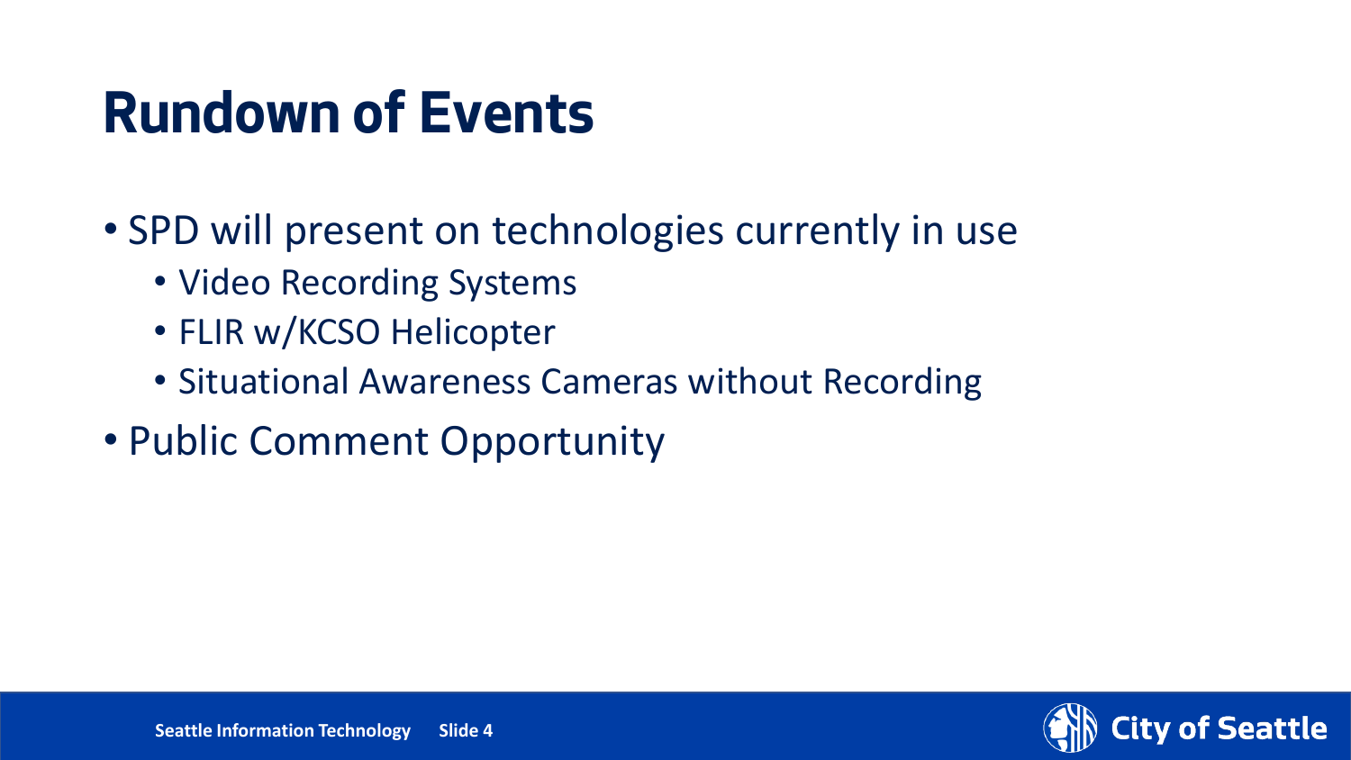# Rundown of Events

- SPD will present on technologies currently in use
  - Video Recording Systems
  - FLIR w/KCSO Helicopter
  - Situational Awareness Cameras without Recording
- Public Comment Opportunity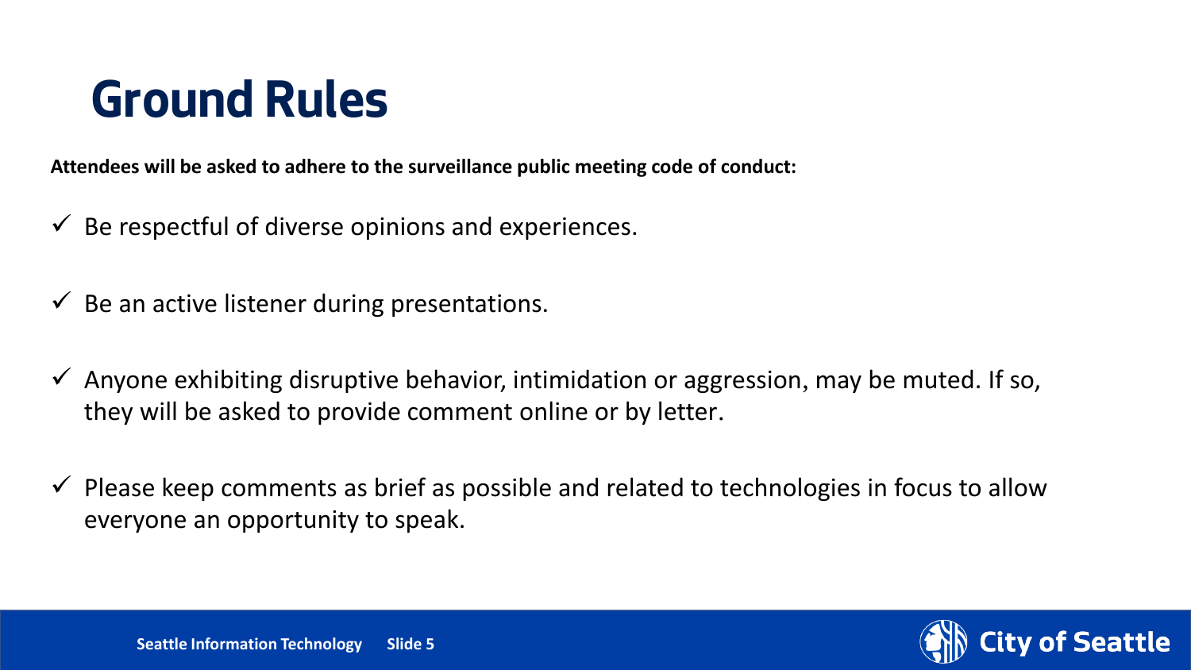# Ground Rules

**Attendees will be asked to adhere to the surveillance public meeting code of conduct:**

- ✓ Be respectful of diverse opinions and experiences.
- ✓ Be an active listener during presentations.
- ✓ Anyone exhibiting disruptive behavior, intimidation or aggression, may be muted. If so, they will be asked to provide comment online or by letter.
- ✓ Please keep comments as brief as possible and related to technologies in focus to allow everyone an opportunity to speak.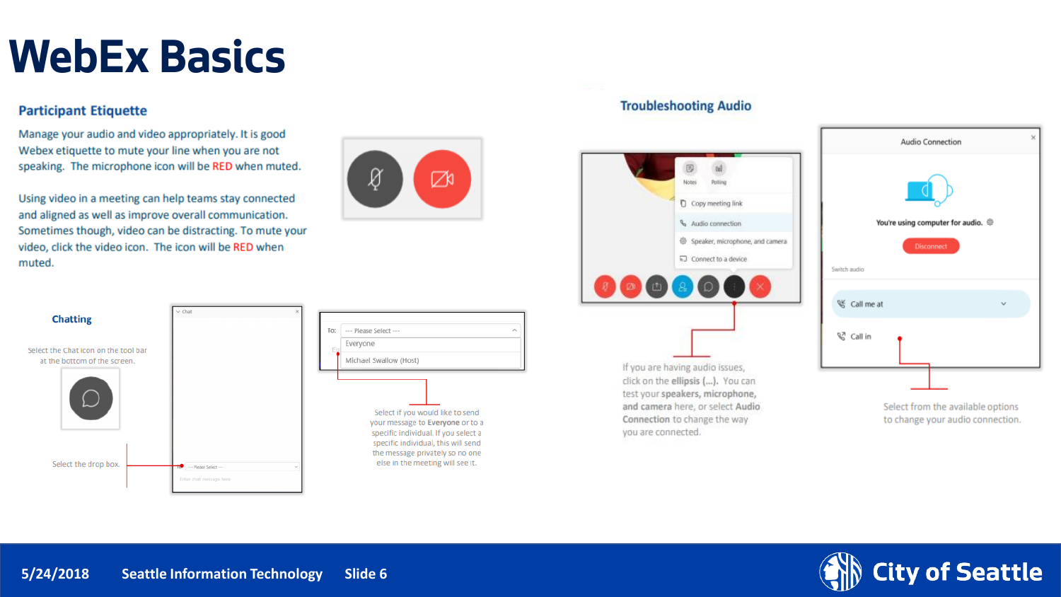# WebEx Basics

## Participant Etiquette

Manage your audio and video appropriately. It is good Webex etiquette to mute your line when you are not speaking. The microphone icon will be RED when muted.

Using video in a meeting can help teams stay connected and aligned as well as improve overall communication. Sometimes though, video can be distracting. To mute your video, click the video icon. The icon will be RED when muted.

### Chatting

Select the Chat icon on the tool bar at the bottom of the screen.

Select the drop box.

Select if you would like to send your message to **Everyone** or to a specific individual. If you select a specific individual, this will send the message privately so no one else in the meeting will see it.

## Troubleshooting Audio

If you are having audio issues, click on the **ellipsis (…)**. You can test your **speakers, microphone, and camera** here, or select **Audio Connection** to change the way you are connected.

Select from the available options to change your audio connection.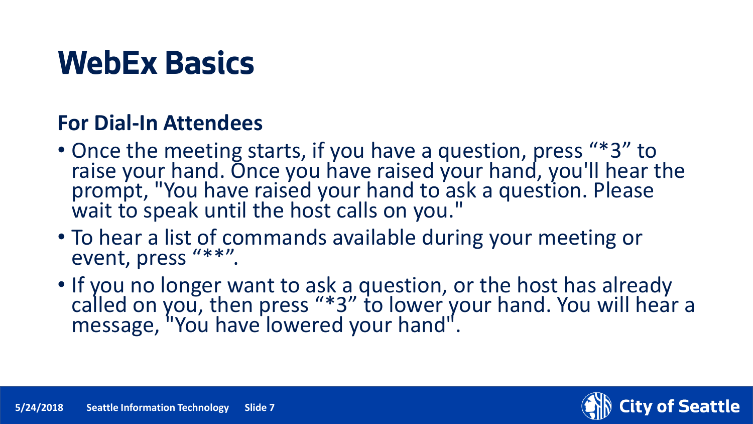# WebEx Basics

## For Dial-In Attendees

- Once the meeting starts, if you have a question, press “*3” to raise your hand. Once you have raised your hand, you'll hear the prompt, "You have raised your hand to ask a question. Please wait to speak until the host calls on you."
- To hear a list of commands available during your meeting or event, press “**”.
- If you no longer want to ask a question, or the host has already called on you, then press “*3” to lower your hand. You will hear a message, "You have lowered your hand".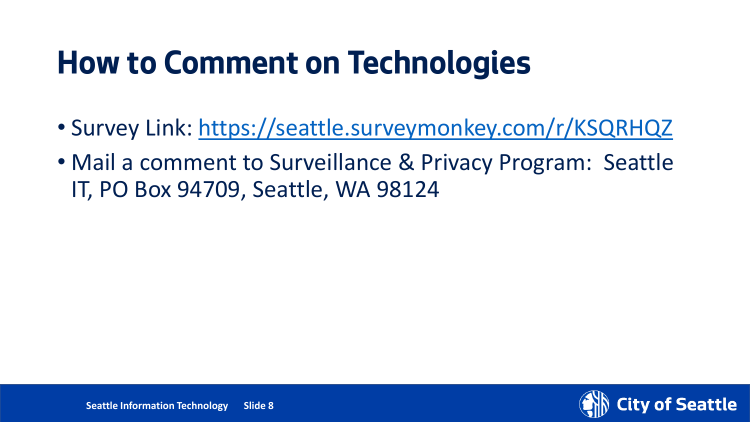# How to Comment on Technologies

- Survey Link: [https://seattle.surveymonkey.com/r/KSQRHQZ](https://seattle.surveymonkey.com/r/KSQRHQZ)
- Mail a comment to Surveillance & Privacy Program: Seattle IT, PO Box 94709, Seattle, WA 98124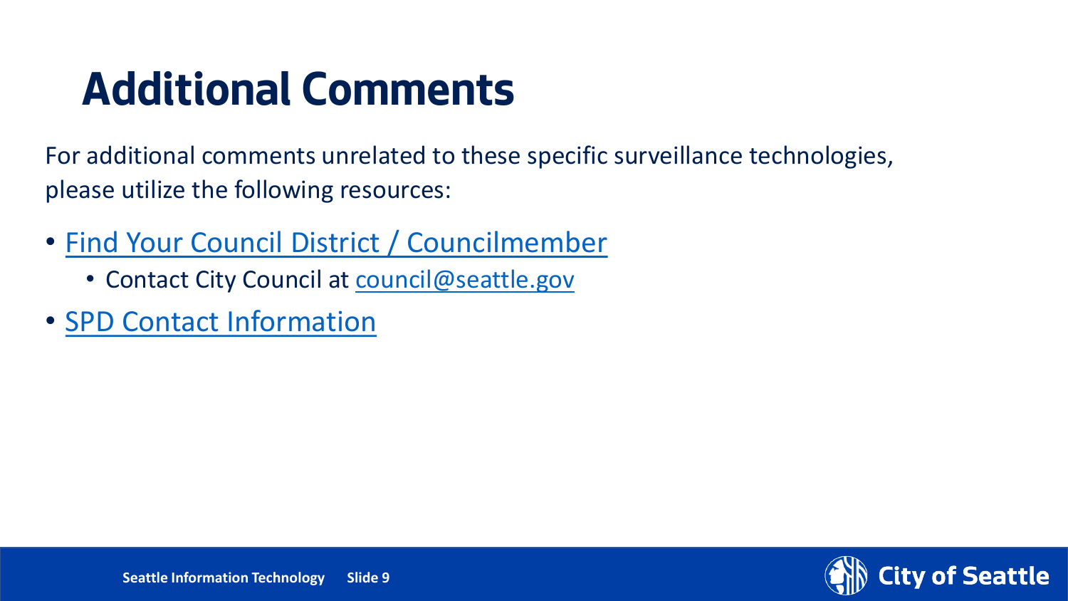# Additional Comments

For additional comments unrelated to these specific surveillance technologies, please utilize the following resources:

- Find Your Council District / Councilmember
  - Contact City Council at council@seattle.gov
- SPD Contact Information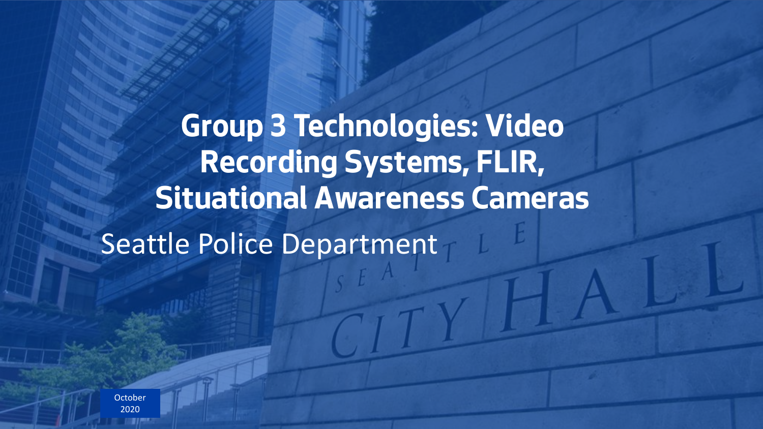# Group 3 Technologies: Video Recording Systems, FLIR, Situational Awareness Cameras

Seattle Police Department

October 2020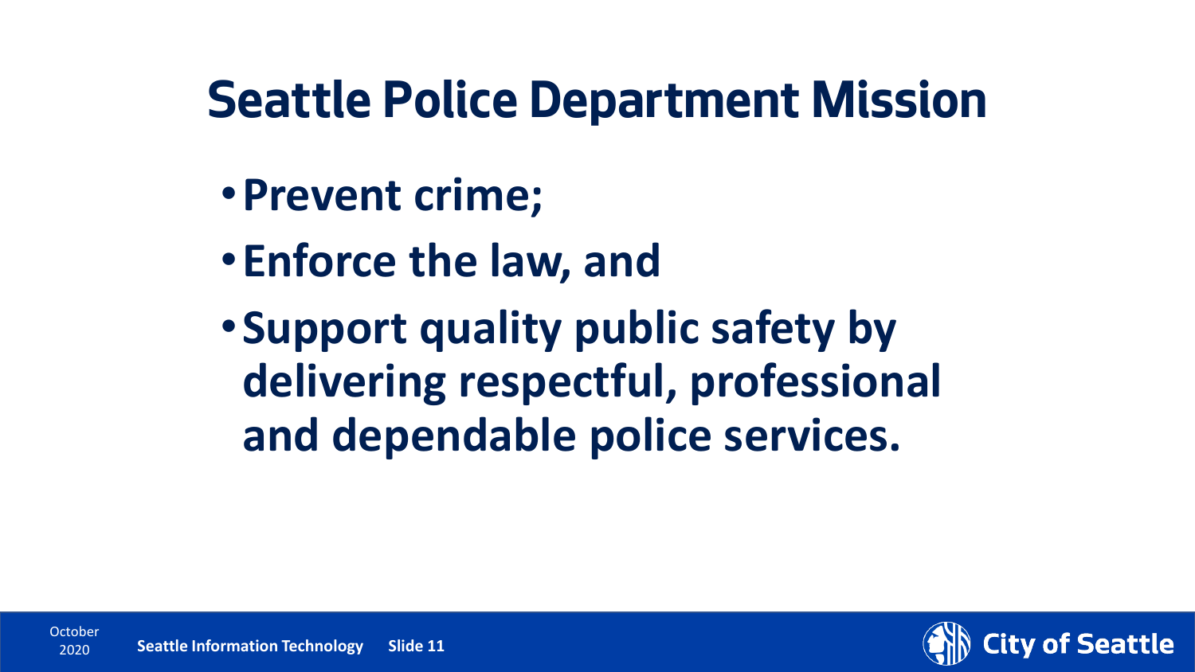# Seattle Police Department Mission

- **Prevent crime;**
- **Enforce the law, and**
- **Support quality public safety by delivering respectful, professional and dependable police services.**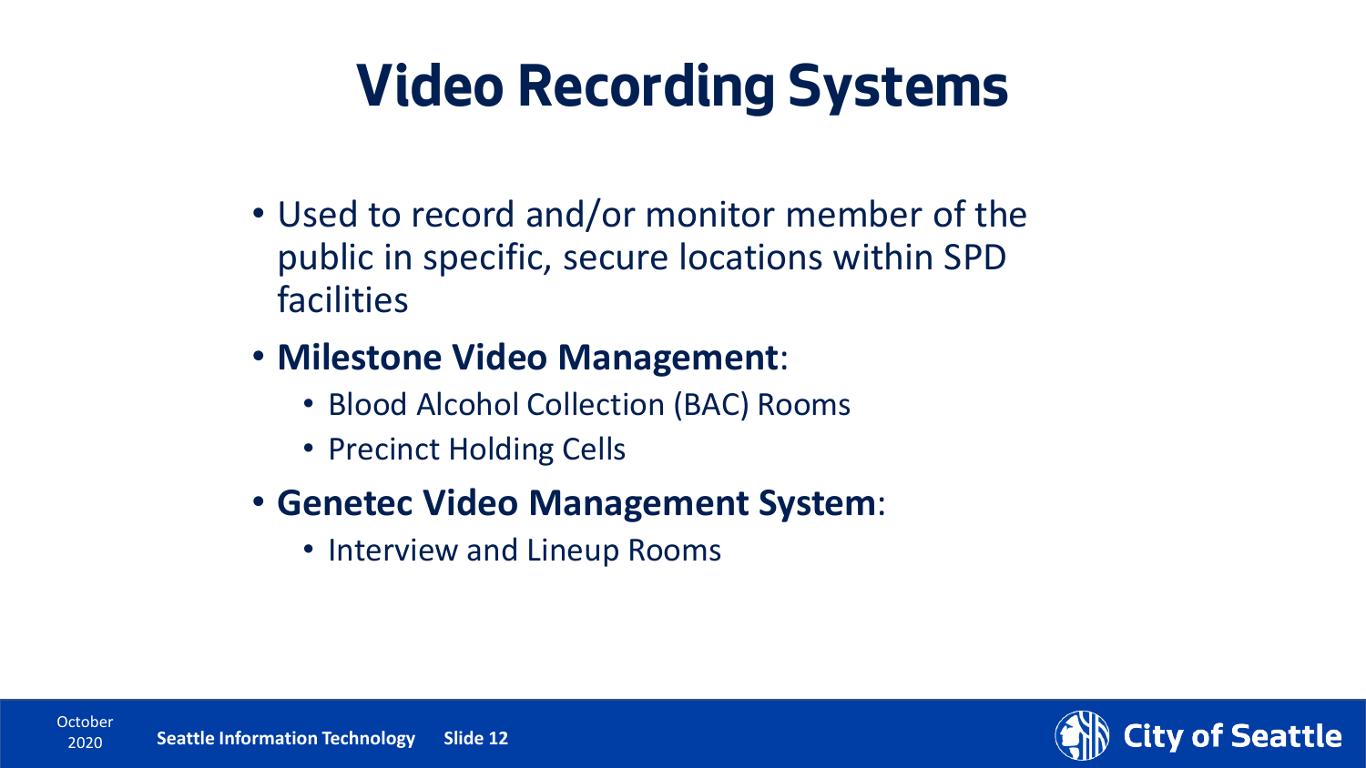# Video Recording Systems

- Used to record and/or monitor member of the public in specific, secure locations within SPD facilities
- **Milestone Video Management**:
  - Blood Alcohol Collection (BAC) Rooms
  - Precinct Holding Cells
- **Genetec Video Management System**:
  - Interview and Lineup Rooms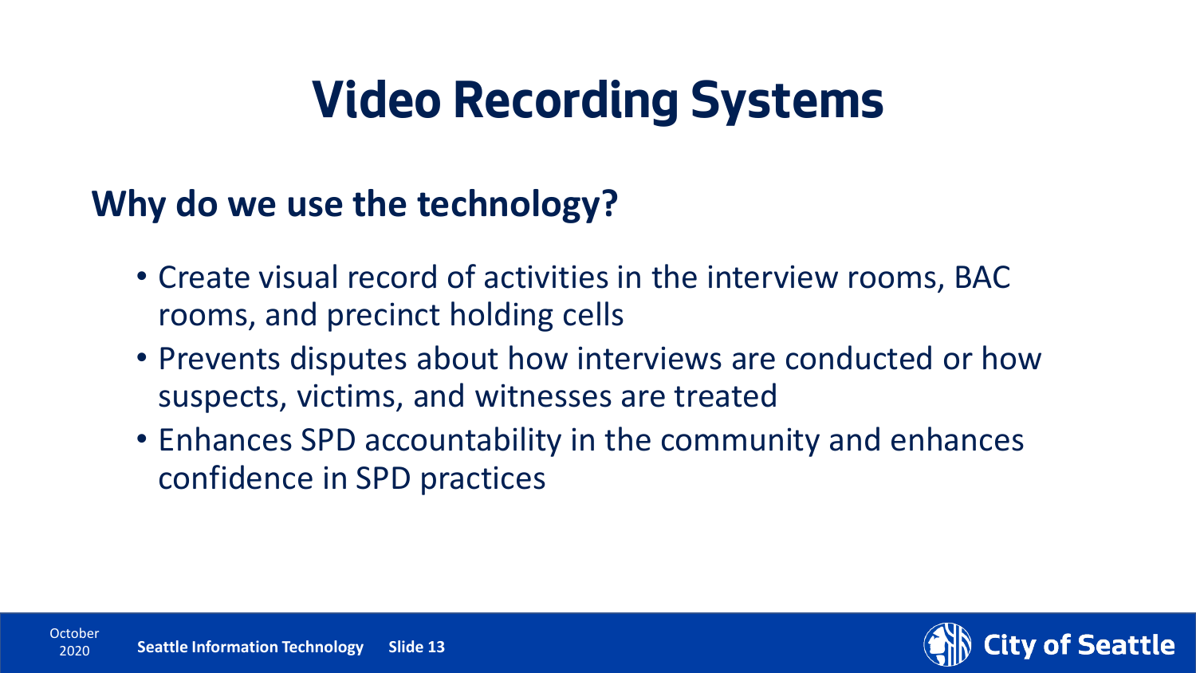# Video Recording Systems

## Why do we use the technology?

- Create visual record of activities in the interview rooms, BAC rooms, and precinct holding cells
- Prevents disputes about how interviews are conducted or how suspects, victims, and witnesses are treated
- Enhances SPD accountability in the community and enhances confidence in SPD practices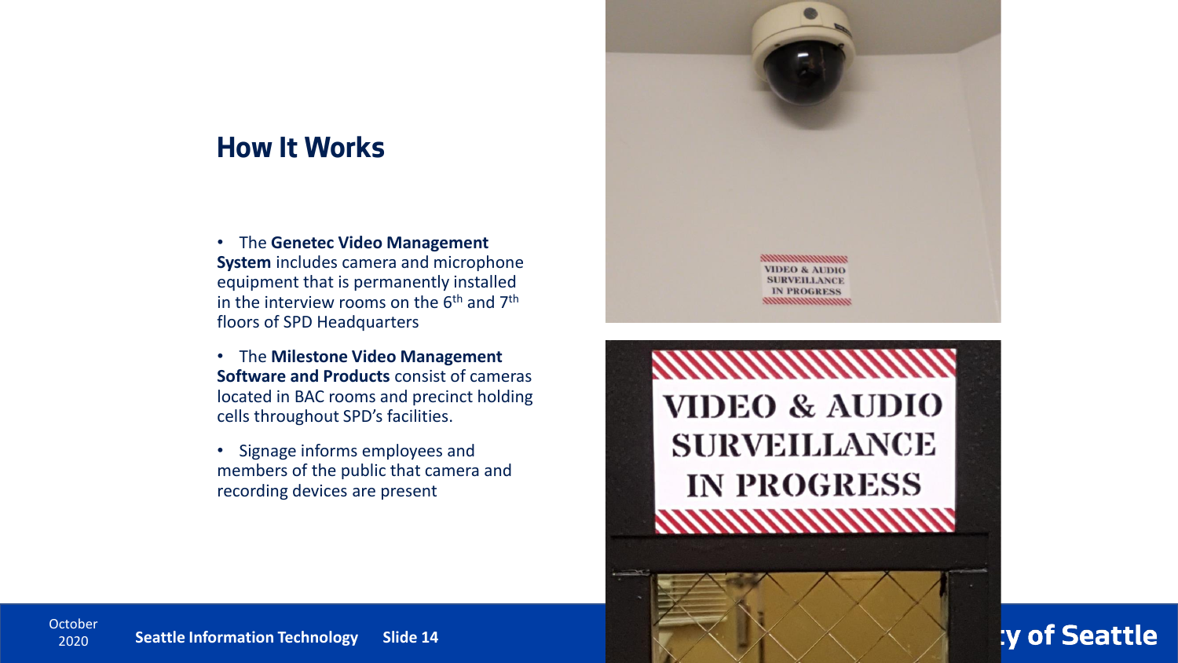## How It Works

- The **Genetec Video Management System** includes camera and microphone equipment that is permanently installed in the interview rooms on the 6th and 7th floors of SPD Headquarters
- The **Milestone Video Management Software and Products** consist of cameras located in BAC rooms and precinct holding cells throughout SPD's facilities.
- Signage informs employees and members of the public that camera and recording devices are present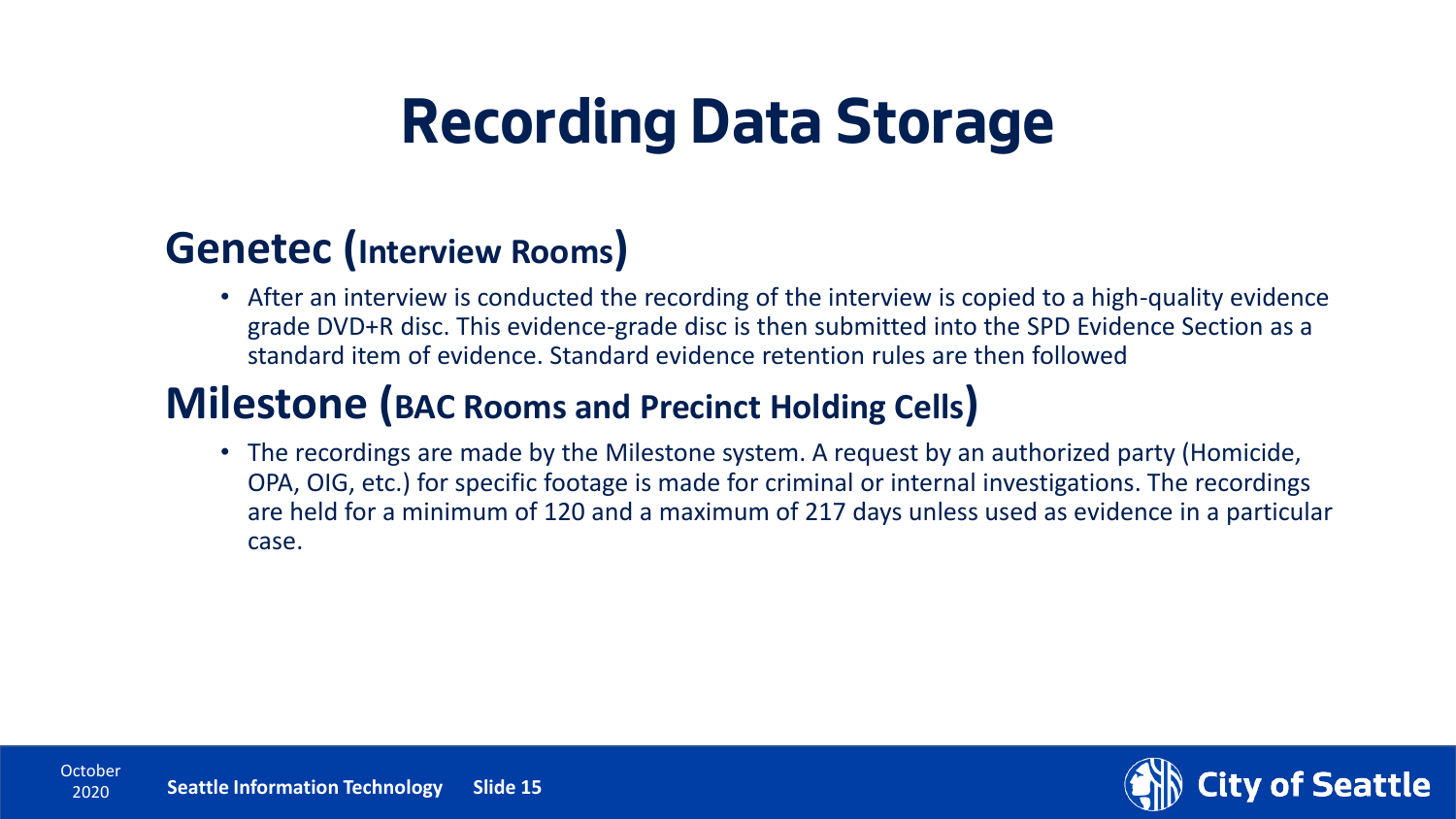# Recording Data Storage

## Genetec (Interview Rooms)

- After an interview is conducted the recording of the interview is copied to a high-quality evidence grade DVD+R disc. This evidence-grade disc is then submitted into the SPD Evidence Section as a standard item of evidence. Standard evidence retention rules are then followed

## Milestone (BAC Rooms and Precinct Holding Cells)

- The recordings are made by the Milestone system. A request by an authorized party (Homicide, OPA, OIG, etc.) for specific footage is made for criminal or internal investigations. The recordings are held for a minimum of 120 and a maximum of 217 days unless used as evidence in a particular case.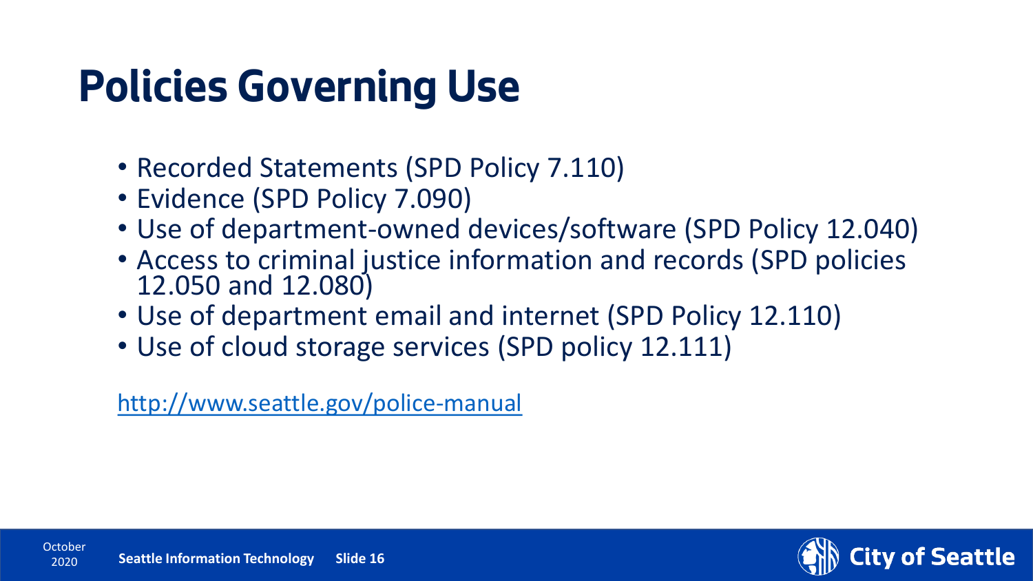# Policies Governing Use

- Recorded Statements (SPD Policy 7.110)
- Evidence (SPD Policy 7.090)
- Use of department-owned devices/software (SPD Policy 12.040)
- Access to criminal justice information and records (SPD policies 12.050 and 12.080)
- Use of department email and internet (SPD Policy 12.110)
- Use of cloud storage services (SPD policy 12.111)

http://www.seattle.gov/police-manual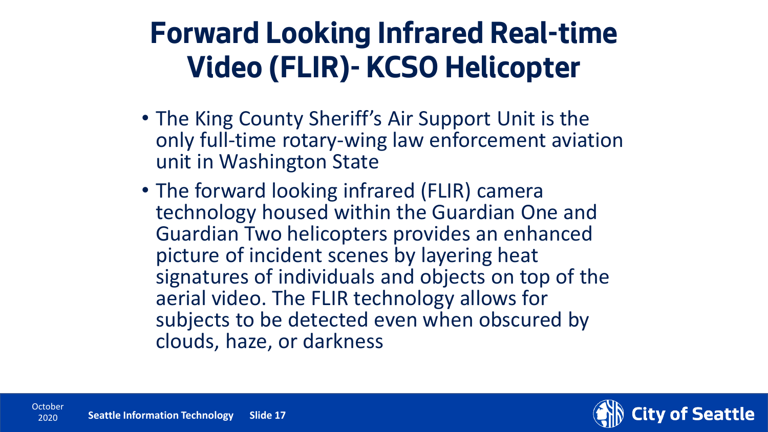# Forward Looking Infrared Real-time Video (FLIR)- KCSO Helicopter

- The King County Sheriff's Air Support Unit is the only full-time rotary-wing law enforcement aviation unit in Washington State
- The forward looking infrared (FLIR) camera technology housed within the Guardian One and Guardian Two helicopters provides an enhanced picture of incident scenes by layering heat signatures of individuals and objects on top of the aerial video. The FLIR technology allows for subjects to be detected even when obscured by clouds, haze, or darkness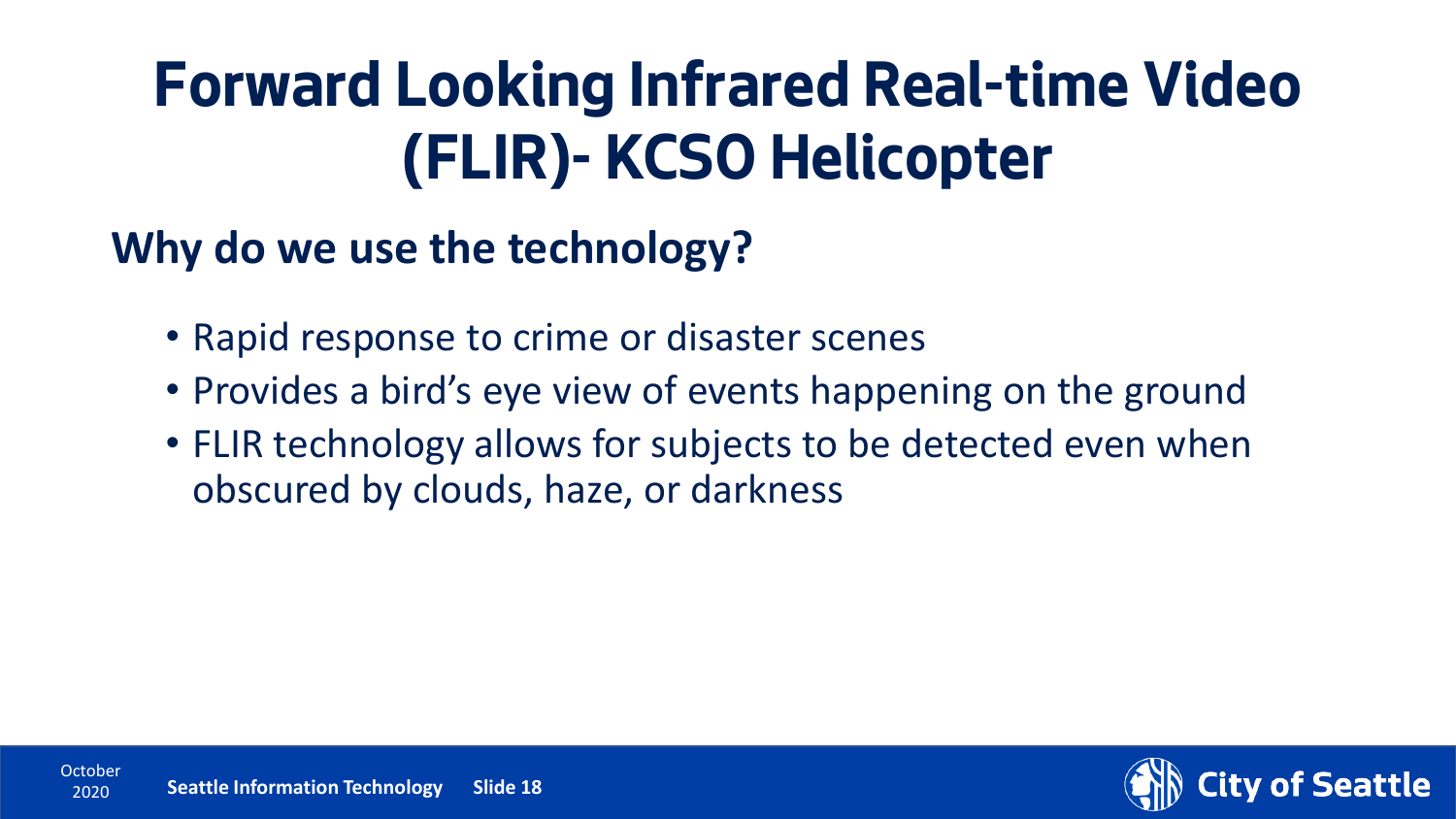# Forward Looking Infrared Real-time Video (FLIR)- KCSO Helicopter

## Why do we use the technology?

- Rapid response to crime or disaster scenes
- Provides a bird's eye view of events happening on the ground
- FLIR technology allows for subjects to be detected even when obscured by clouds, haze, or darkness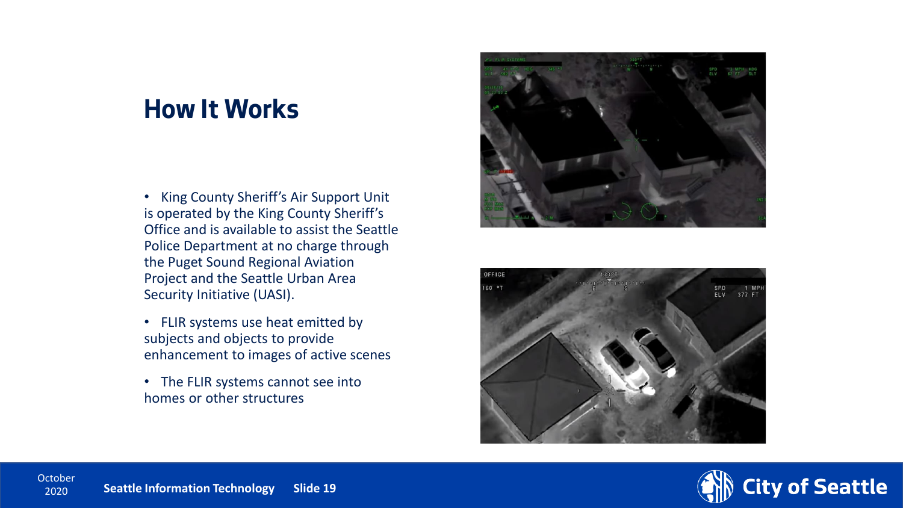# How It Works

- King County Sheriff's Air Support Unit is operated by the King County Sheriff's Office and is available to assist the Seattle Police Department at no charge through the Puget Sound Regional Aviation Project and the Seattle Urban Area Security Initiative (UASI).
- FLIR systems use heat emitted by subjects and objects to provide enhancement to images of active scenes
- The FLIR systems cannot see into homes or other structures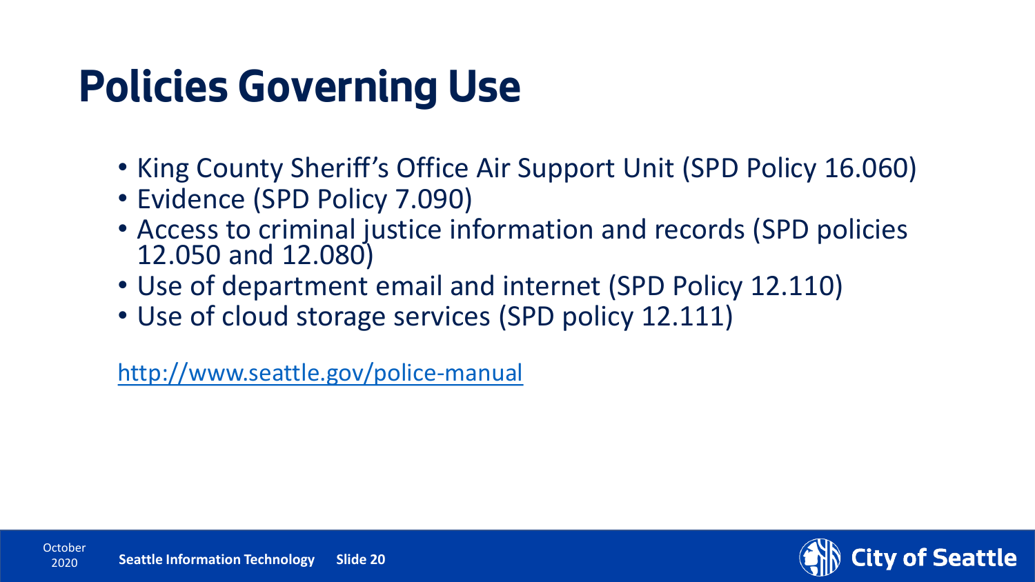# Policies Governing Use

- King County Sheriff's Office Air Support Unit (SPD Policy 16.060)
- Evidence (SPD Policy 7.090)
- Access to criminal justice information and records (SPD policies 12.050 and 12.080)
- Use of department email and internet (SPD Policy 12.110)
- Use of cloud storage services (SPD policy 12.111)

[http://www.seattle.gov/police-manual](http://www.seattle.gov/police-manual)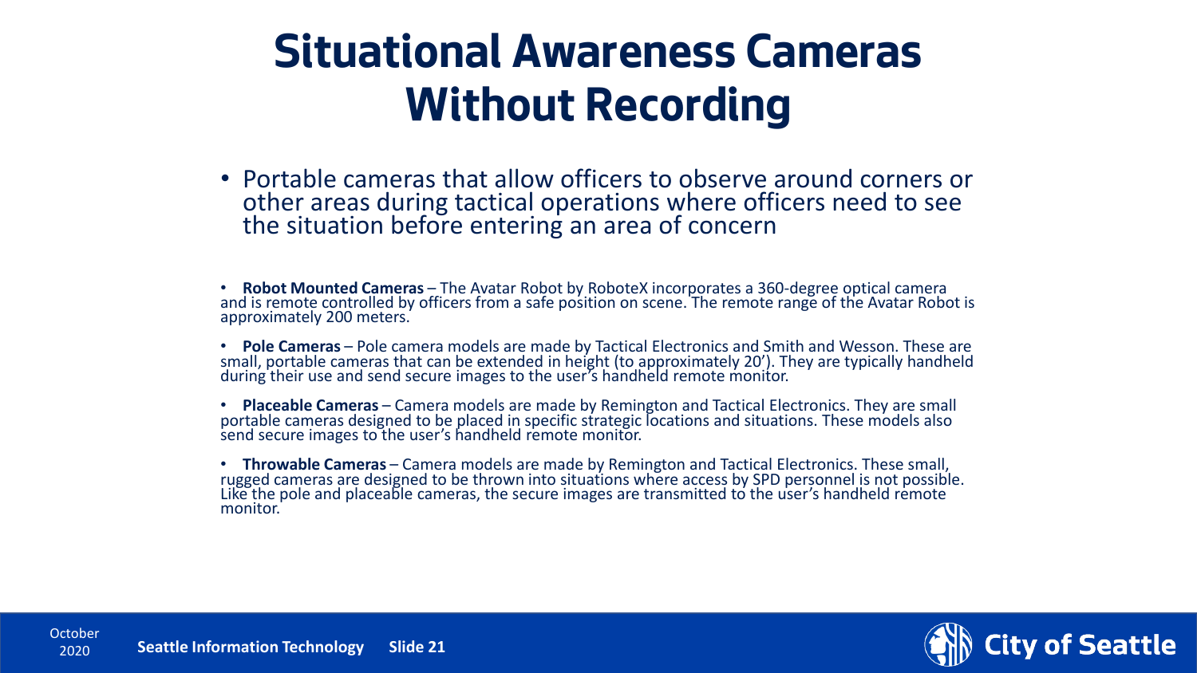# Situational Awareness Cameras Without Recording

- Portable cameras that allow officers to observe around corners or other areas during tactical operations where officers need to see the situation before entering an area of concern

- **Robot Mounted Cameras** – The Avatar Robot by RoboteX incorporates a 360-degree optical camera and is remote controlled by officers from a safe position on scene. The remote range of the Avatar Robot is approximately 200 meters.

- **Pole Cameras** – Pole camera models are made by Tactical Electronics and Smith and Wesson. These are small, portable cameras that can be extended in height (to approximately 20'). They are typically handheld during their use and send secure images to the user's handheld remote monitor.

- **Placeable Cameras** – Camera models are made by Remington and Tactical Electronics. They are small portable cameras designed to be placed in specific strategic locations and situations. These models also send secure images to the user's handheld remote monitor.

- **Throwable Cameras** – Camera models are made by Remington and Tactical Electronics. These small, rugged cameras are designed to be thrown into situations where access by SPD personnel is not possible. Like the pole and placeable cameras, the secure images are transmitted to the user's handheld remote monitor.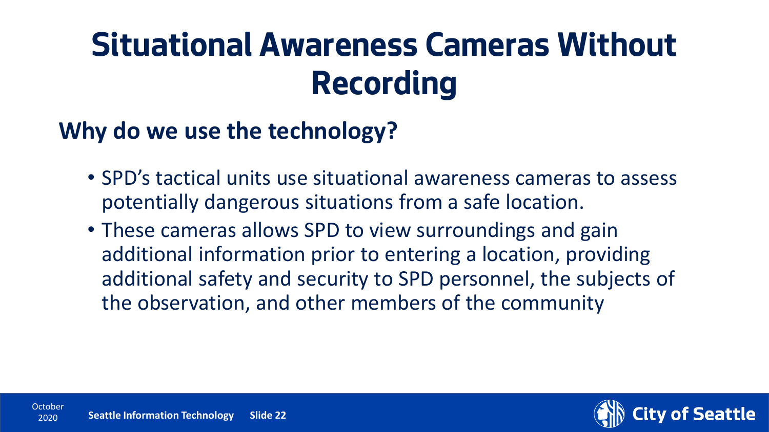# Situational Awareness Cameras Without Recording

## Why do we use the technology?

- SPD's tactical units use situational awareness cameras to assess potentially dangerous situations from a safe location.
- These cameras allows SPD to view surroundings and gain additional information prior to entering a location, providing additional safety and security to SPD personnel, the subjects of the observation, and other members of the community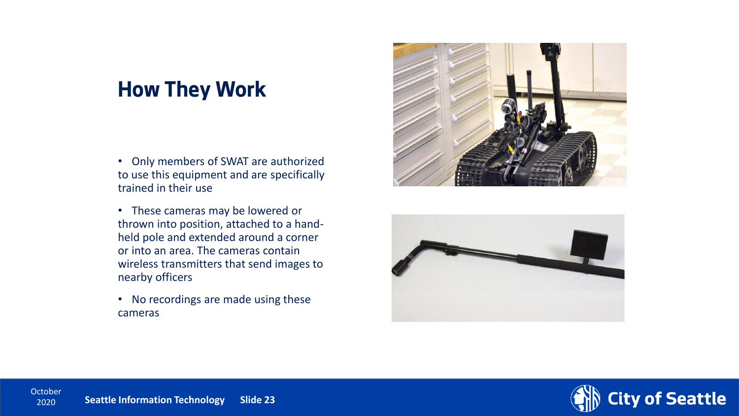# How They Work

- Only members of SWAT are authorized to use this equipment and are specifically trained in their use
- These cameras may be lowered or thrown into position, attached to a hand-held pole and extended around a corner or into an area. The cameras contain wireless transmitters that send images to nearby officers
- No recordings are made using these cameras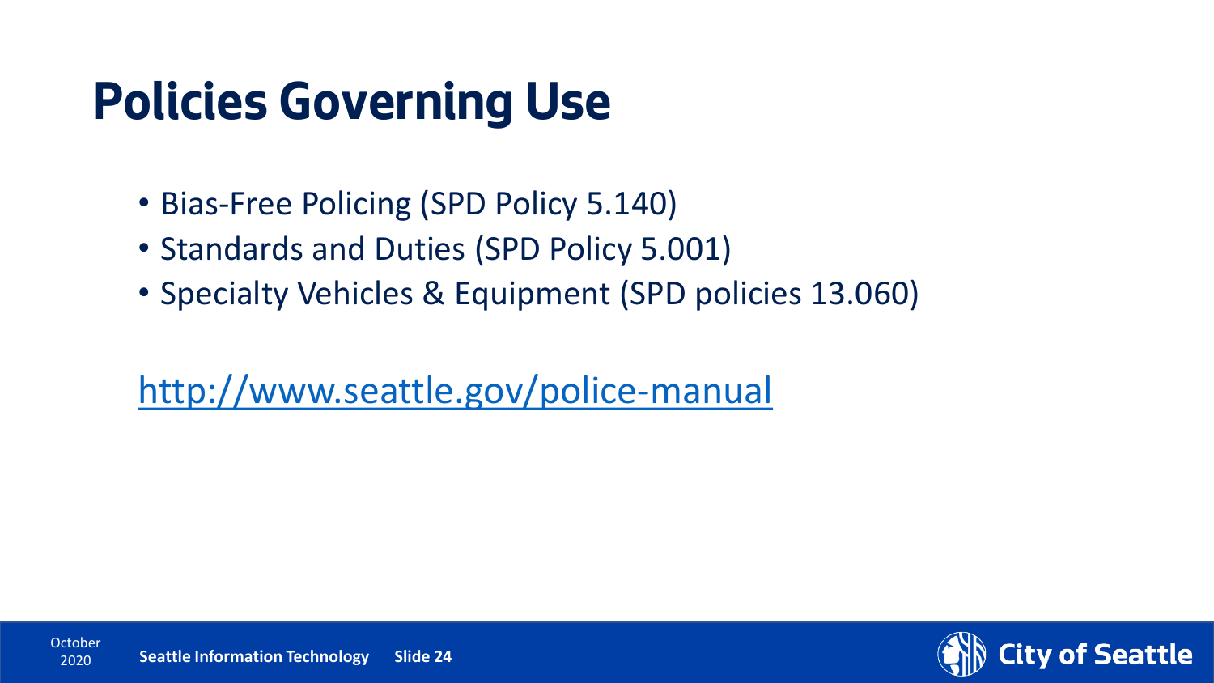# Policies Governing Use

- Bias-Free Policing (SPD Policy 5.140)
- Standards and Duties (SPD Policy 5.001)
- Specialty Vehicles & Equipment (SPD policies 13.060)

http://www.seattle.gov/police-manual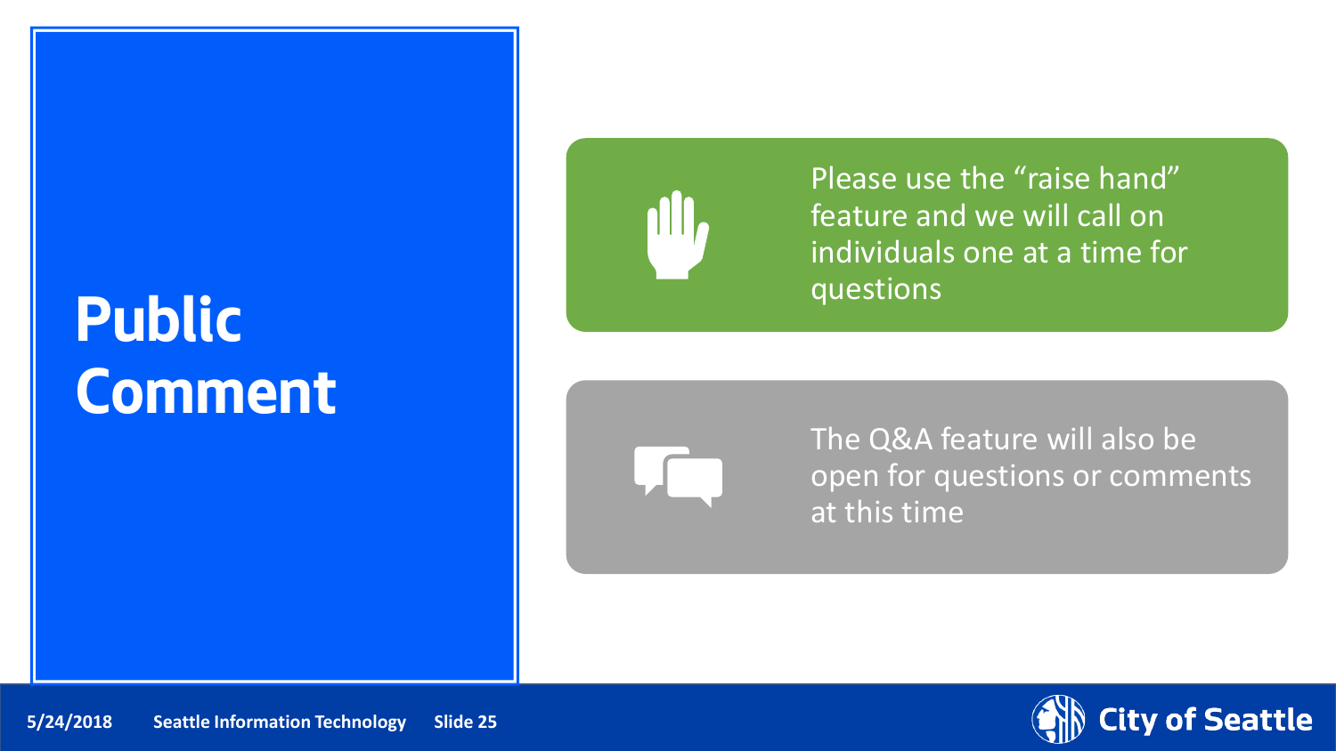# Public Comment

Please use the “raise hand” feature and we will call on individuals one at a time for questions

The Q&A feature will also be open for questions or comments at this time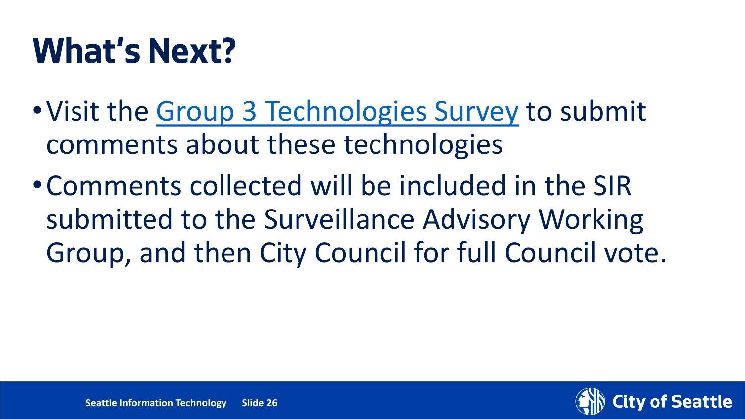# What's Next?

- Visit the Group 3 Technologies Survey to submit comments about these technologies
- Comments collected will be included in the SIR submitted to the Surveillance Advisory Working Group, and then City Council for full Council vote.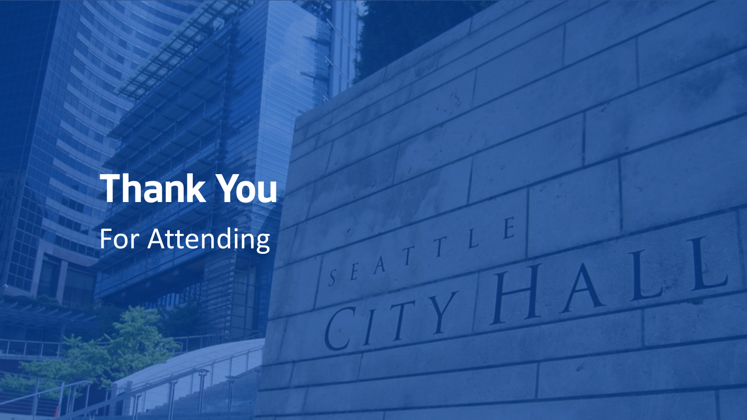# Thank You

For Attending